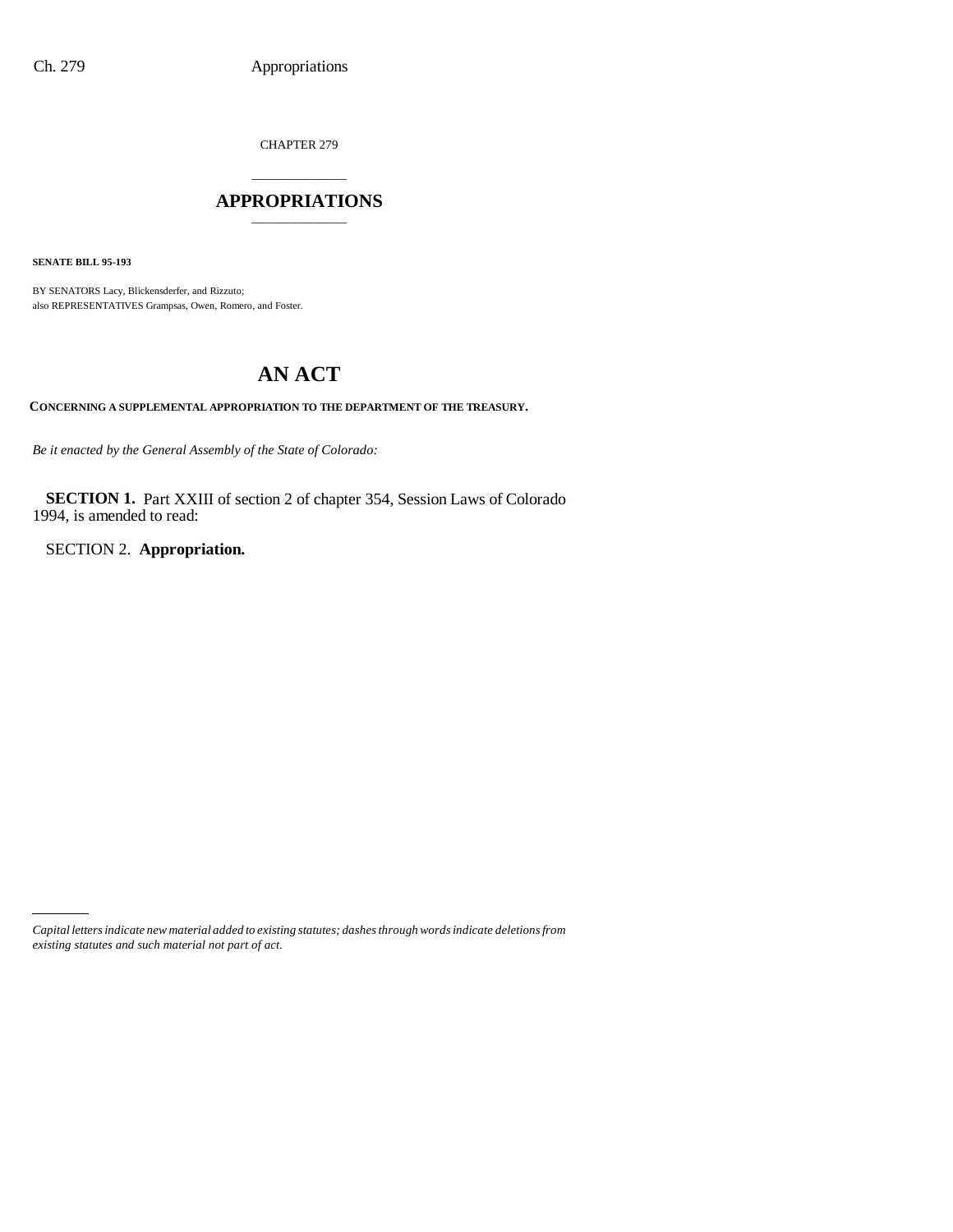CHAPTER 279

# APPROPRIATIONS

**SENATE BILL 95-193**

BY SENATORS Lacy, Blickensderfer, and Rizzuto;
also REPRESENTATIVES Grampsas, Owen, Romero, and Foster.

# AN ACT

**CONCERNING A SUPPLEMENTAL APPROPRIATION TO THE DEPARTMENT OF THE TREASURY.**

*Be it enacted by the General Assembly of the State of Colorado:*

**SECTION 1.** Part XXIII of section 2 of chapter 354, Session Laws of Colorado 1994, is amended to read:

SECTION 2. **Appropriation.**

*Capital letters indicate new material added to existing statutes; dashes through words indicate deletions from existing statutes and such material not part of act.*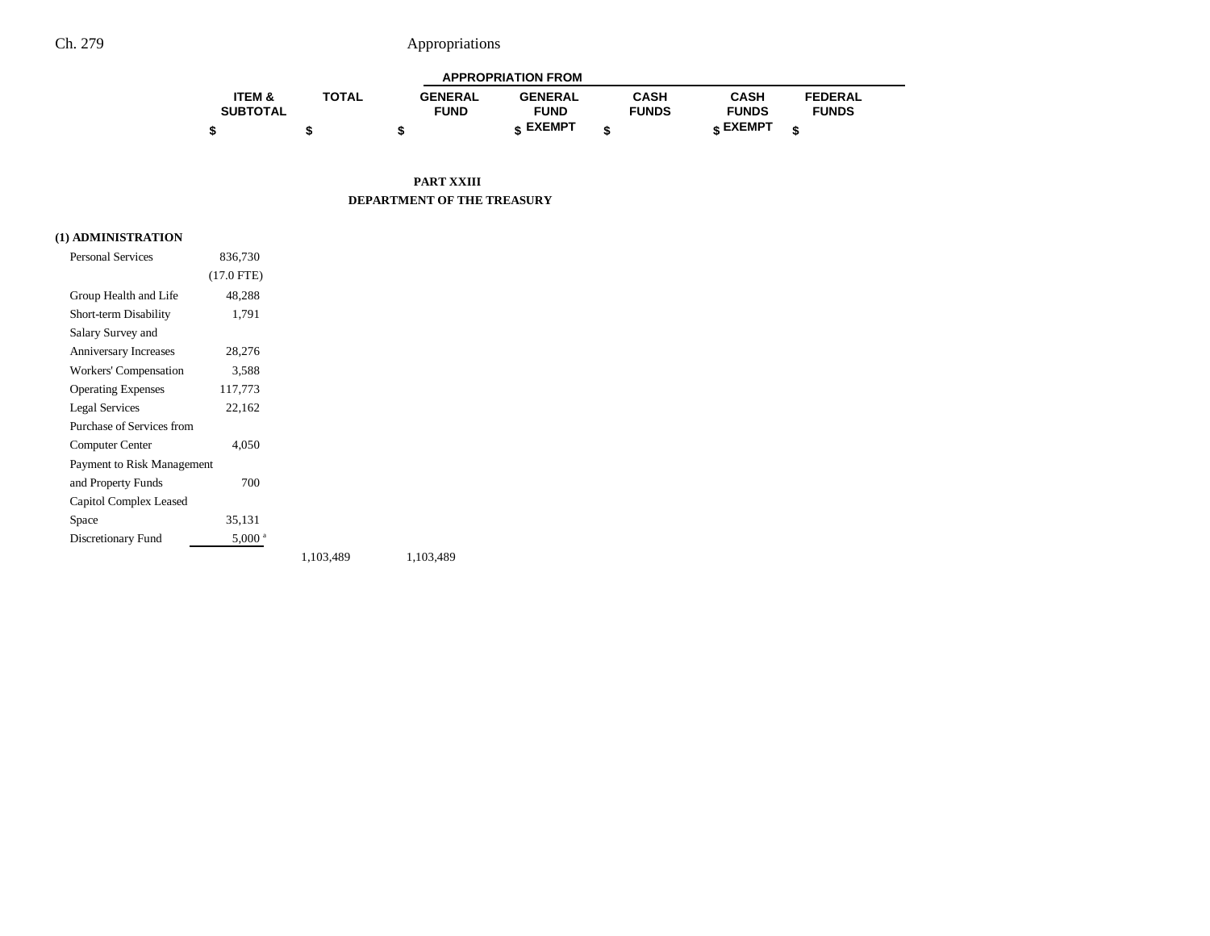| | ITEM & SUBTOTAL | TOTAL | APPROPRIATION FROM GENERAL FUND | GENERAL FUND EXEMPT | CASH FUNDS | CASH FUNDS EXEMPT | FEDERAL FUNDS |
|---|---|---|---|---|---|---|---|
| | $ | $ | $ | $ | $ | $ | $ |

**PART XXIII**

**DEPARTMENT OF THE TREASURY**

| | ITEM & SUBTOTAL | TOTAL | GENERAL FUND | GENERAL FUND EXEMPT | CASH FUNDS | CASH FUNDS EXEMPT | FEDERAL FUNDS |
|---|---|---|---|---|---|---|---|
| **(1) ADMINISTRATION** | | | | | | | |
| Personal Services | 836,730 | | | | | | |
| | (17.0 FTE) | | | | | | |
| Group Health and Life | 48,288 | | | | | | |
| Short-term Disability | 1,791 | | | | | | |
| Salary Survey and Anniversary Increases | 28,276 | | | | | | |
| Workers' Compensation | 3,588 | | | | | | |
| Operating Expenses | 117,773 | | | | | | |
| Legal Services | 22,162 | | | | | | |
| Purchase of Services from Computer Center | 4,050 | | | | | | |
| Payment to Risk Management and Property Funds | 700 | | | | | | |
| Capitol Complex Leased Space | 35,131 | | | | | | |
| Discretionary Fund | 5,000[a] | | | | | | |
| | | 1,103,489 | 1,103,489 | | | | |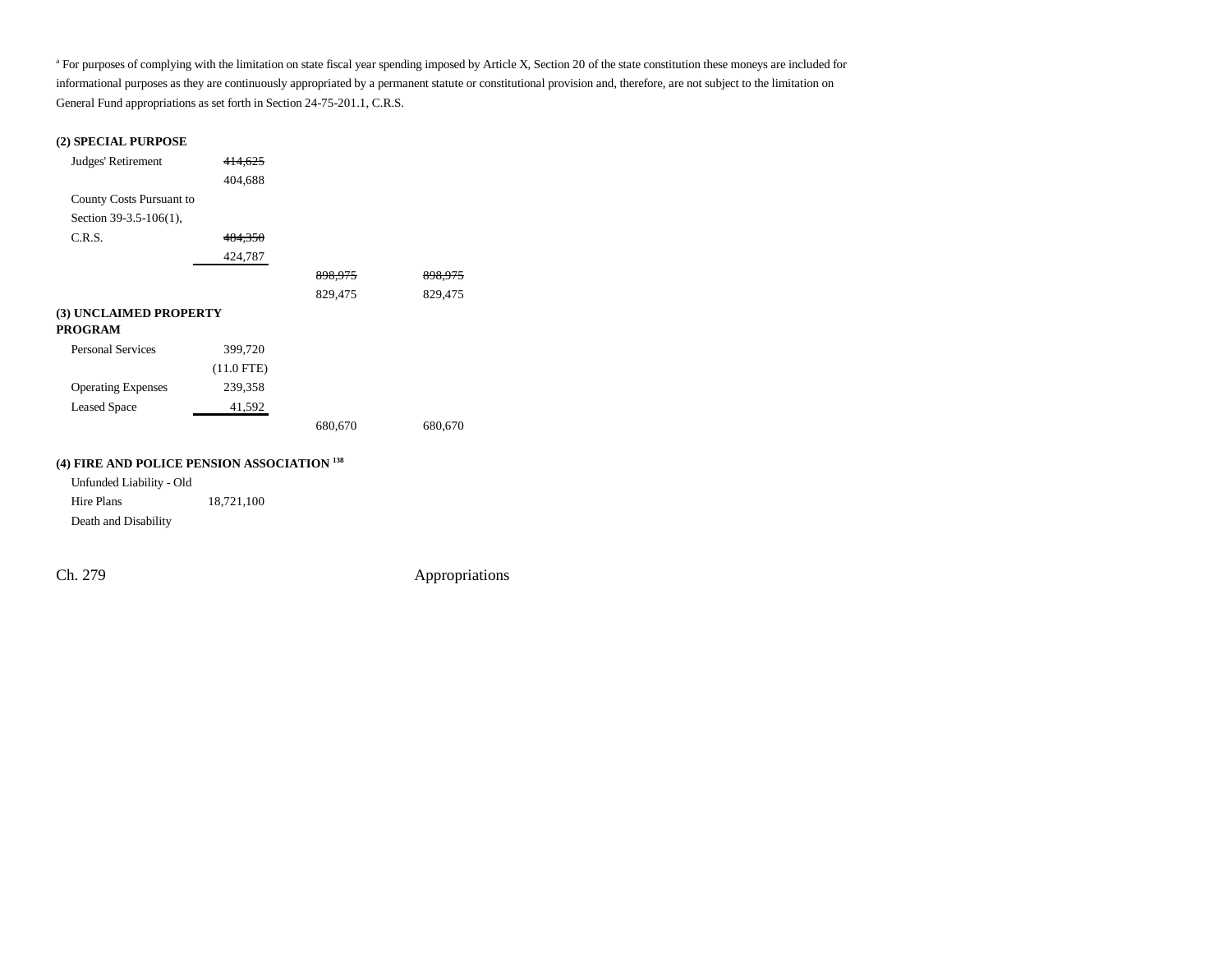[a] For purposes of complying with the limitation on state fiscal year spending imposed by Article X, Section 20 of the state constitution these moneys are included for informational purposes as they are continuously appropriated by a permanent statute or constitutional provision and, therefore, are not subject to the limitation on General Fund appropriations as set forth in Section 24-75-201.1, C.R.S.

| | | | |
|---|---|---|---|
| **(2) SPECIAL PURPOSE** | | | |
| Judges' Retirement | ~~414,625~~ | | |
| | 404,688 | | |
| County Costs Pursuant to Section 39-3.5-106(1), C.R.S. | ~~484,350~~ | | |
| | 424,787 | | |
| | | ~~898,975~~ | ~~898,975~~ |
| | | 829,475 | 829,475 |
| **(3) UNCLAIMED PROPERTY PROGRAM** | | | |
| Personal Services | 399,720 | | |
| | (11.0 FTE) | | |
| Operating Expenses | 239,358 | | |
| Leased Space | 41,592 | | |
| | | 680,670 | 680,670 |
| **(4) FIRE AND POLICE PENSION ASSOCIATION** [138] | | | |
| Unfunded Liability - Old Hire Plans | 18,721,100 | | |
| Death and Disability | | | |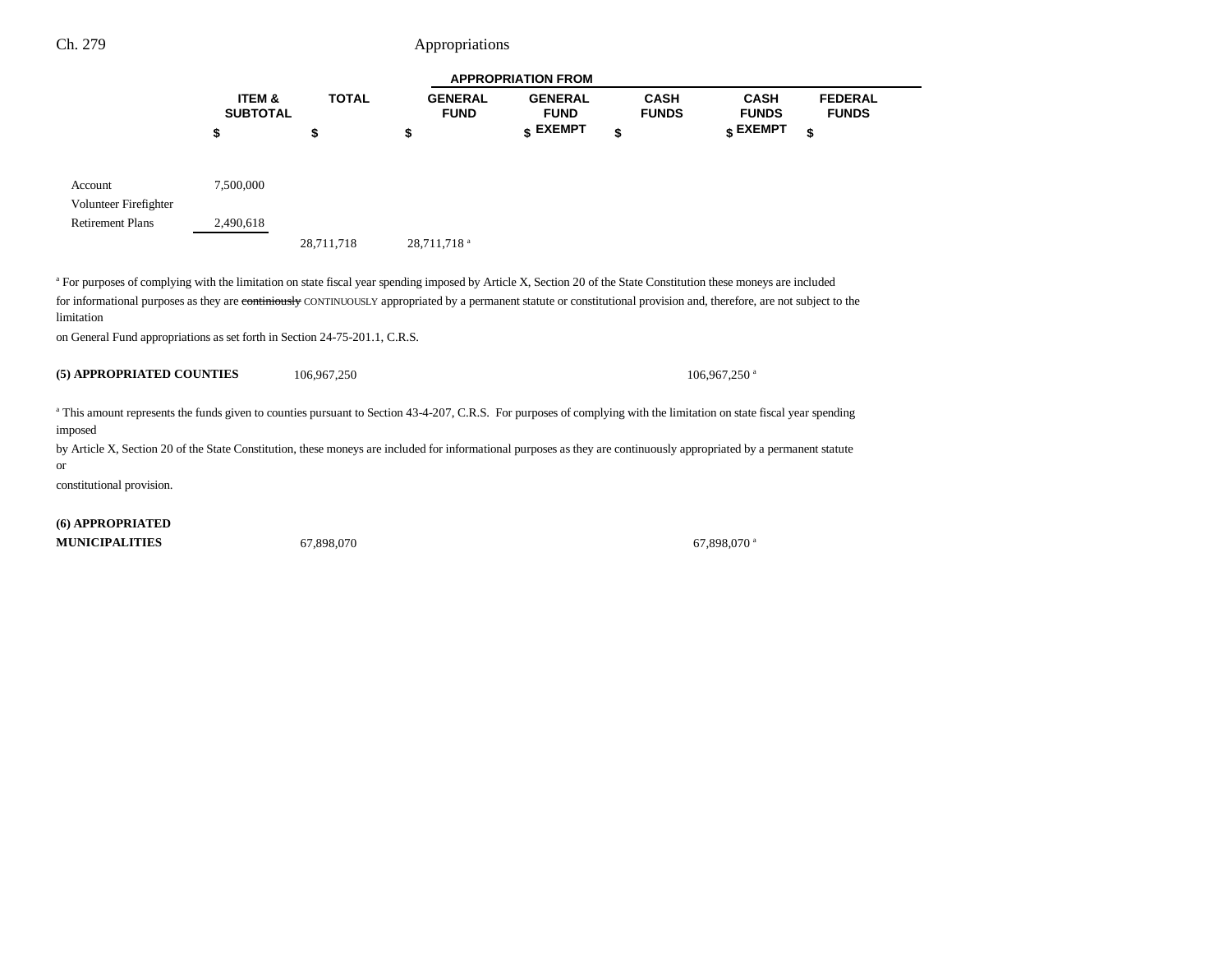| | ITEM & SUBTOTAL | TOTAL | GENERAL FUND | GENERAL FUND EXEMPT | CASH FUNDS | CASH FUNDS EXEMPT | FEDERAL FUNDS |
|---|---|---|---|---|---|---|---|
| | $ | $ | $ | $ | $ | $ | $ |
| Account | 7,500,000 | | | | | | |
| Volunteer Firefighter Retirement Plans | 2,490,618 | | | | | | |
| | | 28,711,718 | 28,711,718[a] | | | | |

[a] For purposes of complying with the limitation on state fiscal year spending imposed by Article X, Section 20 of the State Constitution these moneys are included for informational purposes as they are ~~continiously~~ CONTINUOUSLY appropriated by a permanent statute or constitutional provision and, therefore, are not subject to the limitation on General Fund appropriations as set forth in Section 24-75-201.1, C.R.S.

| | ITEM & SUBTOTAL | TOTAL | GENERAL FUND | GENERAL FUND EXEMPT | CASH FUNDS | CASH FUNDS EXEMPT | FEDERAL FUNDS |
|---|---|---|---|---|---|---|---|
| **(5) APPROPRIATED COUNTIES** | | 106,967,250 | | | | 106,967,250[a] | |

[a] This amount represents the funds given to counties pursuant to Section 43-4-207, C.R.S. For purposes of complying with the limitation on state fiscal year spending imposed by Article X, Section 20 of the State Constitution, these moneys are included for informational purposes as they are continuously appropriated by a permanent statute or constitutional provision.

| | ITEM & SUBTOTAL | TOTAL | GENERAL FUND | GENERAL FUND EXEMPT | CASH FUNDS | CASH FUNDS EXEMPT | FEDERAL FUNDS |
|---|---|---|---|---|---|---|---|
| **(6) APPROPRIATED MUNICIPALITIES** | | 67,898,070 | | | | 67,898,070[a] | |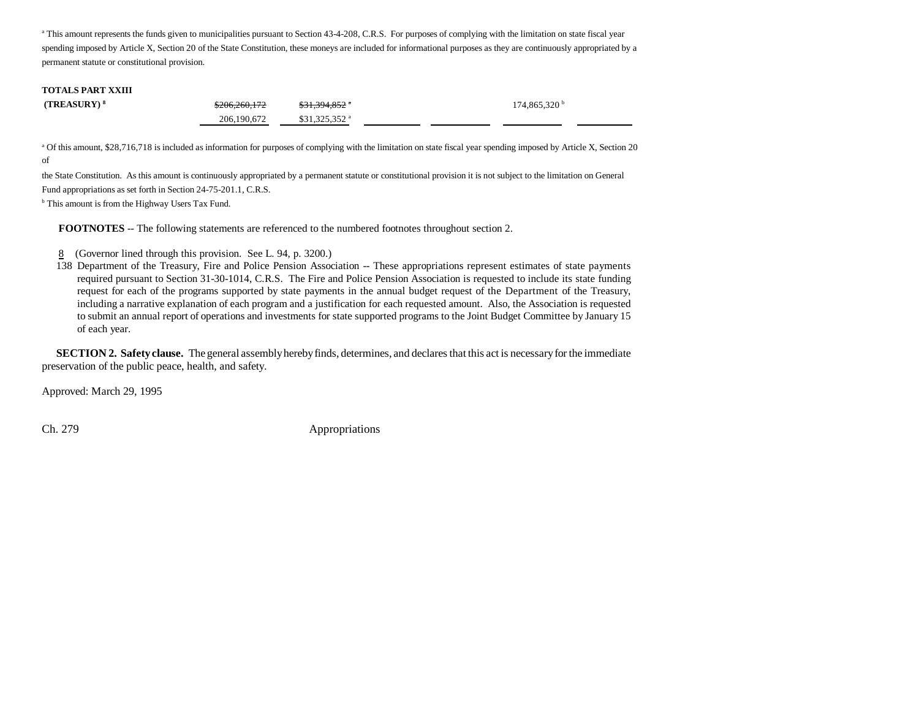[a] This amount represents the funds given to municipalities pursuant to Section 43-4-208, C.R.S. For purposes of complying with the limitation on state fiscal year spending imposed by Article X, Section 20 of the State Constitution, these moneys are included for informational purposes as they are continuously appropriated by a permanent statute or constitutional provision.

| | | | | | | |
|---|---|---|---|---|---|---|
| **TOTALS PART XXIII** | | | | | | |
| **(TREASURY)** [8] | ~~$206,260,172~~ | ~~$31,394,852~~ [a] | | | 174,865,320 [b] | |
| | 206,190,672 | $31,325,352 [a] | | | | |

[a] Of this amount, $28,716,718 is included as information for purposes of complying with the limitation on state fiscal year spending imposed by Article X, Section 20 of

the State Constitution. As this amount is continuously appropriated by a permanent statute or constitutional provision it is not subject to the limitation on General Fund appropriations as set forth in Section 24-75-201.1, C.R.S.

[b] This amount is from the Highway Users Tax Fund.

**FOOTNOTES** -- The following statements are referenced to the numbered footnotes throughout section 2.

8 (Governor lined through this provision. See L. 94, p. 3200.)

138 Department of the Treasury, Fire and Police Pension Association -- These appropriations represent estimates of state payments required pursuant to Section 31-30-1014, C.R.S. The Fire and Police Pension Association is requested to include its state funding request for each of the programs supported by state payments in the annual budget request of the Department of the Treasury, including a narrative explanation of each program and a justification for each requested amount. Also, the Association is requested to submit an annual report of operations and investments for state supported programs to the Joint Budget Committee by January 15 of each year.

**SECTION 2. Safety clause.** The general assembly hereby finds, determines, and declares that this act is necessary for the immediate preservation of the public peace, health, and safety.

Approved: March 29, 1995